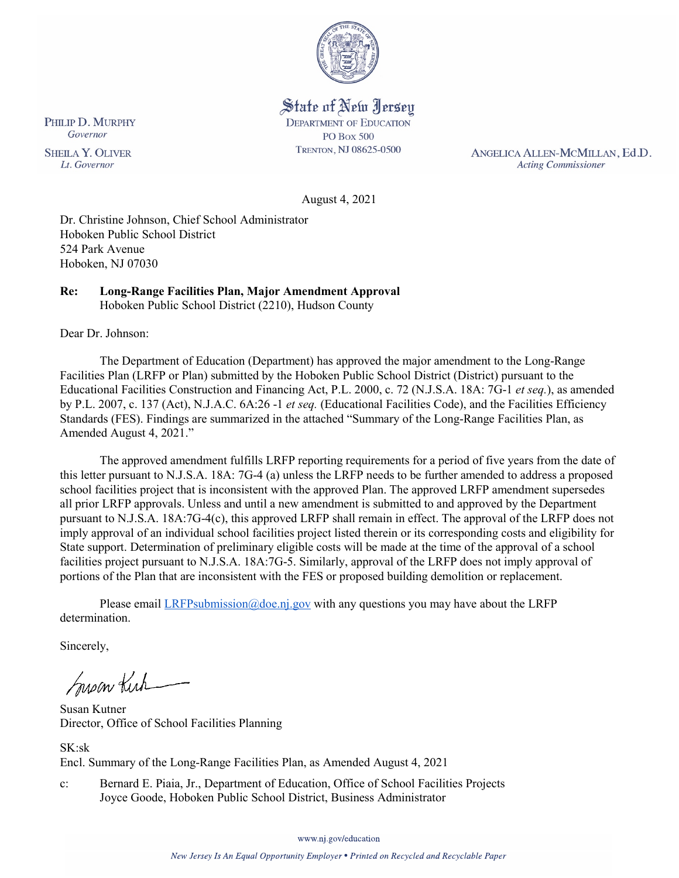State of New Jersey
DEPARTMENT OF EDUCATION
PO BOX 500
TRENTON, NJ 08625-0500

PHILIP D. MURPHY
*Governor*

SHEILA Y. OLIVER
*Lt. Governor*

ANGELICA ALLEN-MCMILLAN, Ed.D.
*Acting Commissioner*

August 4, 2021

Dr. Christine Johnson, Chief School Administrator
Hoboken Public School District
524 Park Avenue
Hoboken, NJ 07030

**Re: Long-Range Facilities Plan, Major Amendment Approval**
Hoboken Public School District (2210), Hudson County

Dear Dr. Johnson:

The Department of Education (Department) has approved the major amendment to the Long-Range Facilities Plan (LRFP or Plan) submitted by the Hoboken Public School District (District) pursuant to the Educational Facilities Construction and Financing Act, P.L. 2000, c. 72 (N.J.S.A. 18A: 7G-1 *et seq.*), as amended by P.L. 2007, c. 137 (Act), N.J.A.C. 6A:26 -1 *et seq.* (Educational Facilities Code), and the Facilities Efficiency Standards (FES). Findings are summarized in the attached "Summary of the Long-Range Facilities Plan, as Amended August 4, 2021."

The approved amendment fulfills LRFP reporting requirements for a period of five years from the date of this letter pursuant to N.J.S.A. 18A: 7G-4 (a) unless the LRFP needs to be further amended to address a proposed school facilities project that is inconsistent with the approved Plan. The approved LRFP amendment supersedes all prior LRFP approvals. Unless and until a new amendment is submitted to and approved by the Department pursuant to N.J.S.A. 18A:7G-4(c), this approved LRFP shall remain in effect. The approval of the LRFP does not imply approval of an individual school facilities project listed therein or its corresponding costs and eligibility for State support. Determination of preliminary eligible costs will be made at the time of the approval of a school facilities project pursuant to N.J.S.A. 18A:7G-5. Similarly, approval of the LRFP does not imply approval of portions of the Plan that are inconsistent with the FES or proposed building demolition or replacement.

Please email LRFPsubmission@doe.nj.gov with any questions you may have about the LRFP determination.

Sincerely,

Susan Kutner
Director, Office of School Facilities Planning

SK:sk
Encl. Summary of the Long-Range Facilities Plan, as Amended August 4, 2021

c: Bernard E. Piaia, Jr., Department of Education, Office of School Facilities Projects
Joyce Goode, Hoboken Public School District, Business Administrator

www.nj.gov/education

*New Jersey Is An Equal Opportunity Employer • Printed on Recycled and Recyclable Paper*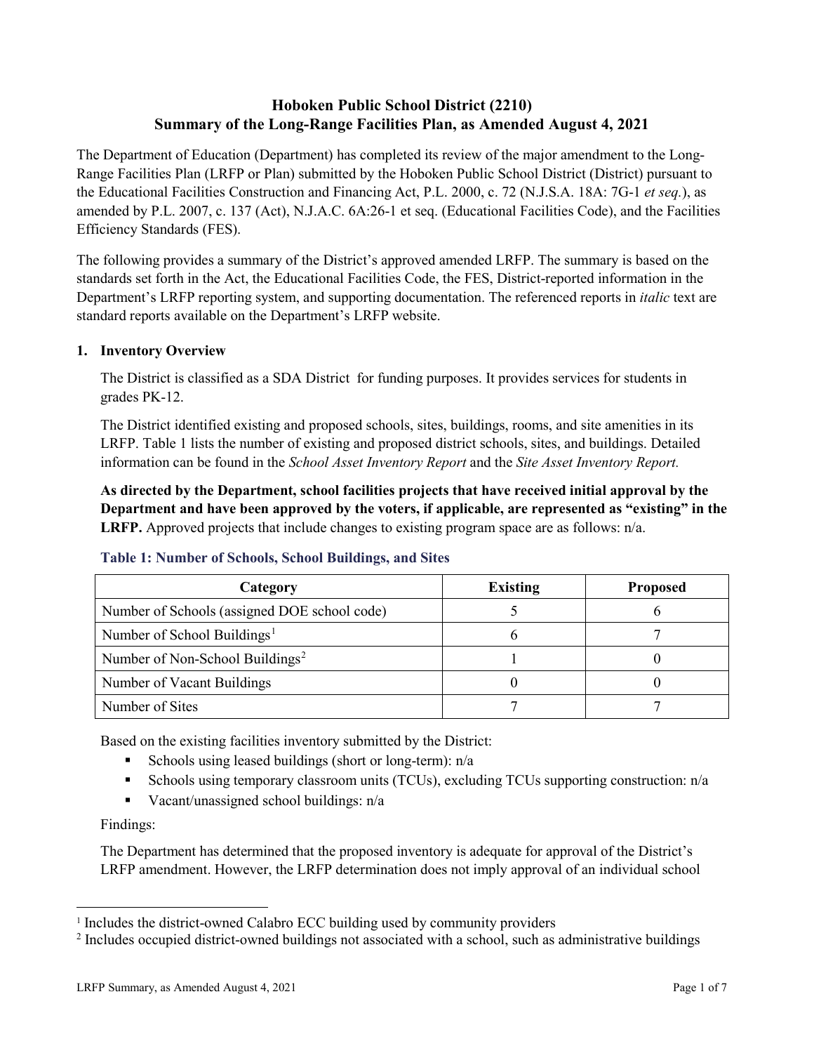# Hoboken Public School District (2210)
# Summary of the Long-Range Facilities Plan, as Amended August 4, 2021

The Department of Education (Department) has completed its review of the major amendment to the Long-Range Facilities Plan (LRFP or Plan) submitted by the Hoboken Public School District (District) pursuant to the Educational Facilities Construction and Financing Act, P.L. 2000, c. 72 (N.J.S.A. 18A: 7G-1 *et seq.*), as amended by P.L. 2007, c. 137 (Act), N.J.A.C. 6A:26-1 et seq. (Educational Facilities Code), and the Facilities Efficiency Standards (FES).

The following provides a summary of the District's approved amended LRFP. The summary is based on the standards set forth in the Act, the Educational Facilities Code, the FES, District-reported information in the Department's LRFP reporting system, and supporting documentation. The referenced reports in *italic* text are standard reports available on the Department's LRFP website.

## 1. Inventory Overview

The District is classified as a SDA District for funding purposes. It provides services for students in grades PK-12.

The District identified existing and proposed schools, sites, buildings, rooms, and site amenities in its LRFP. Table 1 lists the number of existing and proposed district schools, sites, and buildings. Detailed information can be found in the *School Asset Inventory Report* and the *Site Asset Inventory Report.*

**As directed by the Department, school facilities projects that have received initial approval by the Department and have been approved by the voters, if applicable, are represented as "existing" in the LRFP.** Approved projects that include changes to existing program space are as follows: n/a.

### Table 1: Number of Schools, School Buildings, and Sites

| Category | Existing | Proposed |
|---|---|---|
| Number of Schools (assigned DOE school code) | 5 | 6 |
| Number of School Buildings[1] | 6 | 7 |
| Number of Non-School Buildings[2] | 1 | 0 |
| Number of Vacant Buildings | 0 | 0 |
| Number of Sites | 7 | 7 |

Based on the existing facilities inventory submitted by the District:

- Schools using leased buildings (short or long-term): n/a
- Schools using temporary classroom units (TCUs), excluding TCUs supporting construction: n/a
- Vacant/unassigned school buildings: n/a

Findings:

The Department has determined that the proposed inventory is adequate for approval of the District's LRFP amendment. However, the LRFP determination does not imply approval of an individual school

[1] Includes the district-owned Calabro ECC building used by community providers

[2] Includes occupied district-owned buildings not associated with a school, such as administrative buildings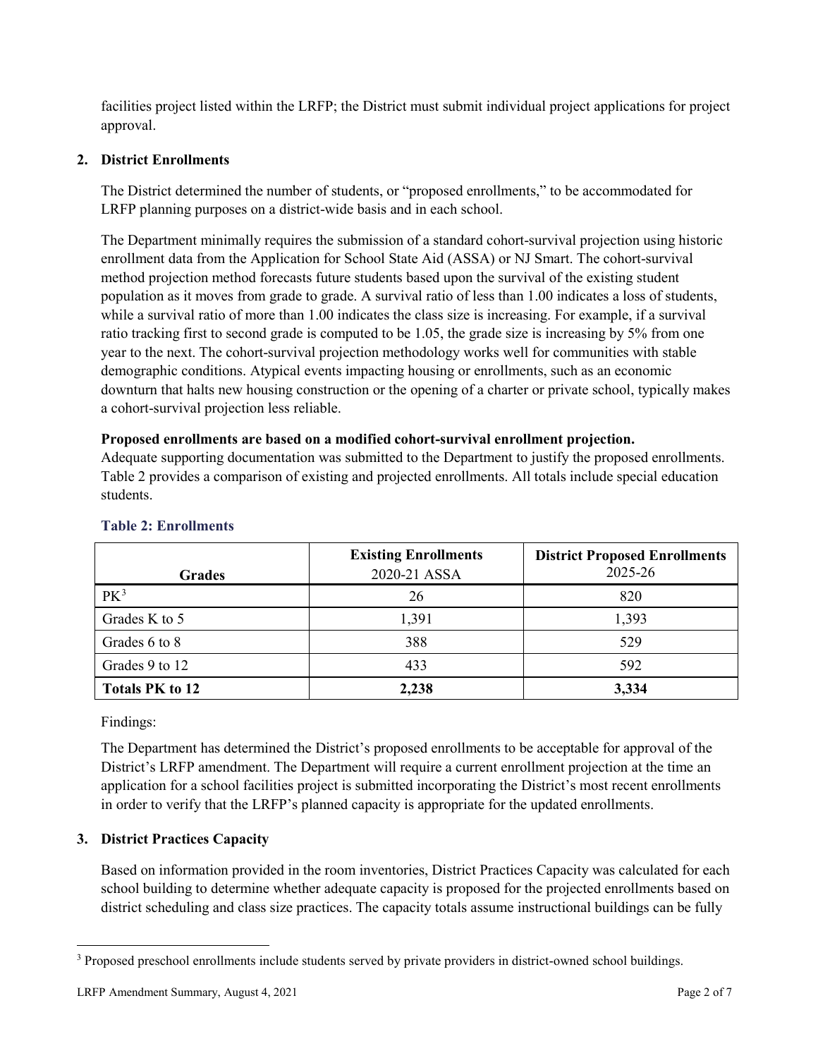facilities project listed within the LRFP; the District must submit individual project applications for project approval.

## 2. District Enrollments

The District determined the number of students, or "proposed enrollments," to be accommodated for LRFP planning purposes on a district-wide basis and in each school.

The Department minimally requires the submission of a standard cohort-survival projection using historic enrollment data from the Application for School State Aid (ASSA) or NJ Smart. The cohort-survival method projection method forecasts future students based upon the survival of the existing student population as it moves from grade to grade. A survival ratio of less than 1.00 indicates a loss of students, while a survival ratio of more than 1.00 indicates the class size is increasing. For example, if a survival ratio tracking first to second grade is computed to be 1.05, the grade size is increasing by 5% from one year to the next. The cohort-survival projection methodology works well for communities with stable demographic conditions. Atypical events impacting housing or enrollments, such as an economic downturn that halts new housing construction or the opening of a charter or private school, typically makes a cohort-survival projection less reliable.

**Proposed enrollments are based on a modified cohort-survival enrollment projection.**
Adequate supporting documentation was submitted to the Department to justify the proposed enrollments. Table 2 provides a comparison of existing and projected enrollments. All totals include special education students.

### Table 2: Enrollments

| Grades | Existing Enrollments 2020-21 ASSA | District Proposed Enrollments 2025-26 |
|---|---|---|
| PK[3] | 26 | 820 |
| Grades K to 5 | 1,391 | 1,393 |
| Grades 6 to 8 | 388 | 529 |
| Grades 9 to 12 | 433 | 592 |
| **Totals PK to 12** | **2,238** | **3,334** |

Findings:

The Department has determined the District's proposed enrollments to be acceptable for approval of the District's LRFP amendment. The Department will require a current enrollment projection at the time an application for a school facilities project is submitted incorporating the District's most recent enrollments in order to verify that the LRFP's planned capacity is appropriate for the updated enrollments.

## 3. District Practices Capacity

Based on information provided in the room inventories, District Practices Capacity was calculated for each school building to determine whether adequate capacity is proposed for the projected enrollments based on district scheduling and class size practices. The capacity totals assume instructional buildings can be fully

[3] Proposed preschool enrollments include students served by private providers in district-owned school buildings.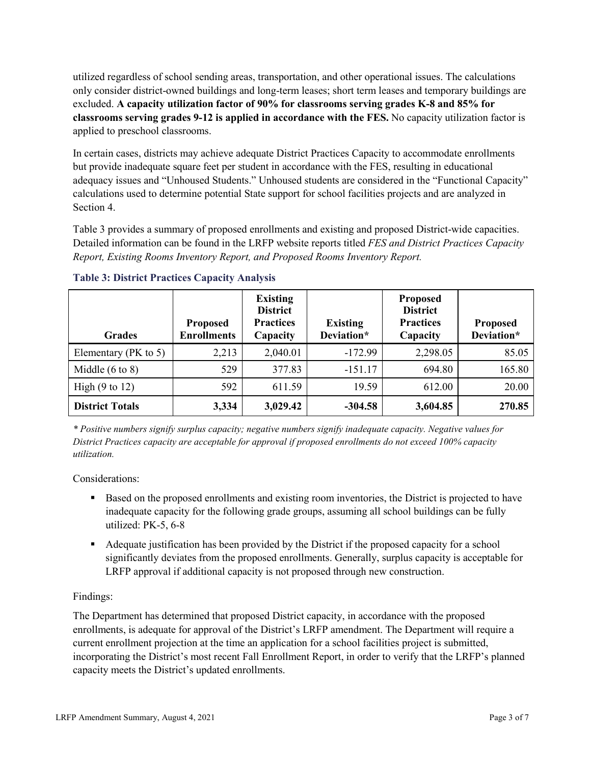utilized regardless of school sending areas, transportation, and other operational issues. The calculations only consider district-owned buildings and long-term leases; short term leases and temporary buildings are excluded. **A capacity utilization factor of 90% for classrooms serving grades K-8 and 85% for classrooms serving grades 9-12 is applied in accordance with the FES.** No capacity utilization factor is applied to preschool classrooms.

In certain cases, districts may achieve adequate District Practices Capacity to accommodate enrollments but provide inadequate square feet per student in accordance with the FES, resulting in educational adequacy issues and "Unhoused Students." Unhoused students are considered in the "Functional Capacity" calculations used to determine potential State support for school facilities projects and are analyzed in Section 4.

Table 3 provides a summary of proposed enrollments and existing and proposed District-wide capacities. Detailed information can be found in the LRFP website reports titled *FES and District Practices Capacity Report, Existing Rooms Inventory Report, and Proposed Rooms Inventory Report.*

### Table 3: District Practices Capacity Analysis

| Grades | Proposed Enrollments | Existing District Practices Capacity | Existing Deviation* | Proposed District Practices Capacity | Proposed Deviation* |
|---|---|---|---|---|---|
| Elementary (PK to 5) | 2,213 | 2,040.01 | -172.99 | 2,298.05 | 85.05 |
| Middle (6 to 8) | 529 | 377.83 | -151.17 | 694.80 | 165.80 |
| High (9 to 12) | 592 | 611.59 | 19.59 | 612.00 | 20.00 |
| **District Totals** | **3,334** | **3,029.42** | **-304.58** | **3,604.85** | **270.85** |

*\* Positive numbers signify surplus capacity; negative numbers signify inadequate capacity. Negative values for District Practices capacity are acceptable for approval if proposed enrollments do not exceed 100% capacity utilization.*

Considerations:

- Based on the proposed enrollments and existing room inventories, the District is projected to have inadequate capacity for the following grade groups, assuming all school buildings can be fully utilized: PK-5, 6-8
- Adequate justification has been provided by the District if the proposed capacity for a school significantly deviates from the proposed enrollments. Generally, surplus capacity is acceptable for LRFP approval if additional capacity is not proposed through new construction.

Findings:

The Department has determined that proposed District capacity, in accordance with the proposed enrollments, is adequate for approval of the District's LRFP amendment. The Department will require a current enrollment projection at the time an application for a school facilities project is submitted, incorporating the District's most recent Fall Enrollment Report, in order to verify that the LRFP's planned capacity meets the District's updated enrollments.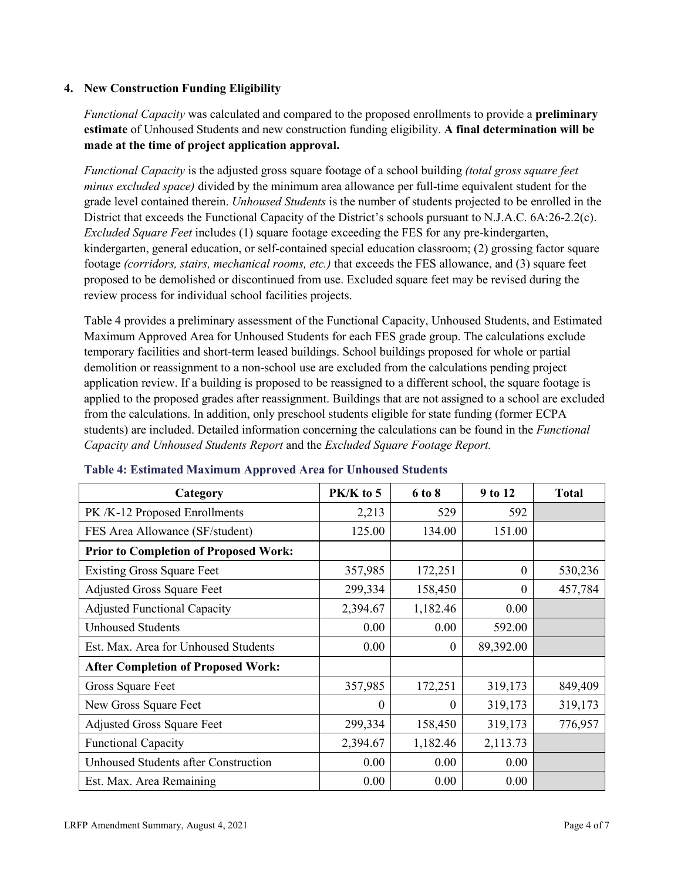### 4. New Construction Funding Eligibility

*Functional Capacity* was calculated and compared to the proposed enrollments to provide a **preliminary estimate** of Unhoused Students and new construction funding eligibility. **A final determination will be made at the time of project application approval.**

*Functional Capacity* is the adjusted gross square footage of a school building *(total gross square feet minus excluded space)* divided by the minimum area allowance per full-time equivalent student for the grade level contained therein. *Unhoused Students* is the number of students projected to be enrolled in the District that exceeds the Functional Capacity of the District's schools pursuant to N.J.A.C. 6A:26-2.2(c). *Excluded Square Feet* includes (1) square footage exceeding the FES for any pre-kindergarten, kindergarten, general education, or self-contained special education classroom; (2) grossing factor square footage *(corridors, stairs, mechanical rooms, etc.)* that exceeds the FES allowance, and (3) square feet proposed to be demolished or discontinued from use. Excluded square feet may be revised during the review process for individual school facilities projects.

Table 4 provides a preliminary assessment of the Functional Capacity, Unhoused Students, and Estimated Maximum Approved Area for Unhoused Students for each FES grade group. The calculations exclude temporary facilities and short-term leased buildings. School buildings proposed for whole or partial demolition or reassignment to a non-school use are excluded from the calculations pending project application review. If a building is proposed to be reassigned to a different school, the square footage is applied to the proposed grades after reassignment. Buildings that are not assigned to a school are excluded from the calculations. In addition, only preschool students eligible for state funding (former ECPA students) are included. Detailed information concerning the calculations can be found in the *Functional Capacity and Unhoused Students Report* and the *Excluded Square Footage Report.*

**Table 4: Estimated Maximum Approved Area for Unhoused Students**

| Category | PK/K to 5 | 6 to 8 | 9 to 12 | Total |
|---|---|---|---|---|
| PK /K-12 Proposed Enrollments | 2,213 | 529 | 592 | |
| FES Area Allowance (SF/student) | 125.00 | 134.00 | 151.00 | |
| **Prior to Completion of Proposed Work:** | | | | |
| Existing Gross Square Feet | 357,985 | 172,251 | 0 | 530,236 |
| Adjusted Gross Square Feet | 299,334 | 158,450 | 0 | 457,784 |
| Adjusted Functional Capacity | 2,394.67 | 1,182.46 | 0.00 | |
| Unhoused Students | 0.00 | 0.00 | 592.00 | |
| Est. Max. Area for Unhoused Students | 0.00 | 0 | 89,392.00 | |
| **After Completion of Proposed Work:** | | | | |
| Gross Square Feet | 357,985 | 172,251 | 319,173 | 849,409 |
| New Gross Square Feet | 0 | 0 | 319,173 | 319,173 |
| Adjusted Gross Square Feet | 299,334 | 158,450 | 319,173 | 776,957 |
| Functional Capacity | 2,394.67 | 1,182.46 | 2,113.73 | |
| Unhoused Students after Construction | 0.00 | 0.00 | 0.00 | |
| Est. Max. Area Remaining | 0.00 | 0.00 | 0.00 | |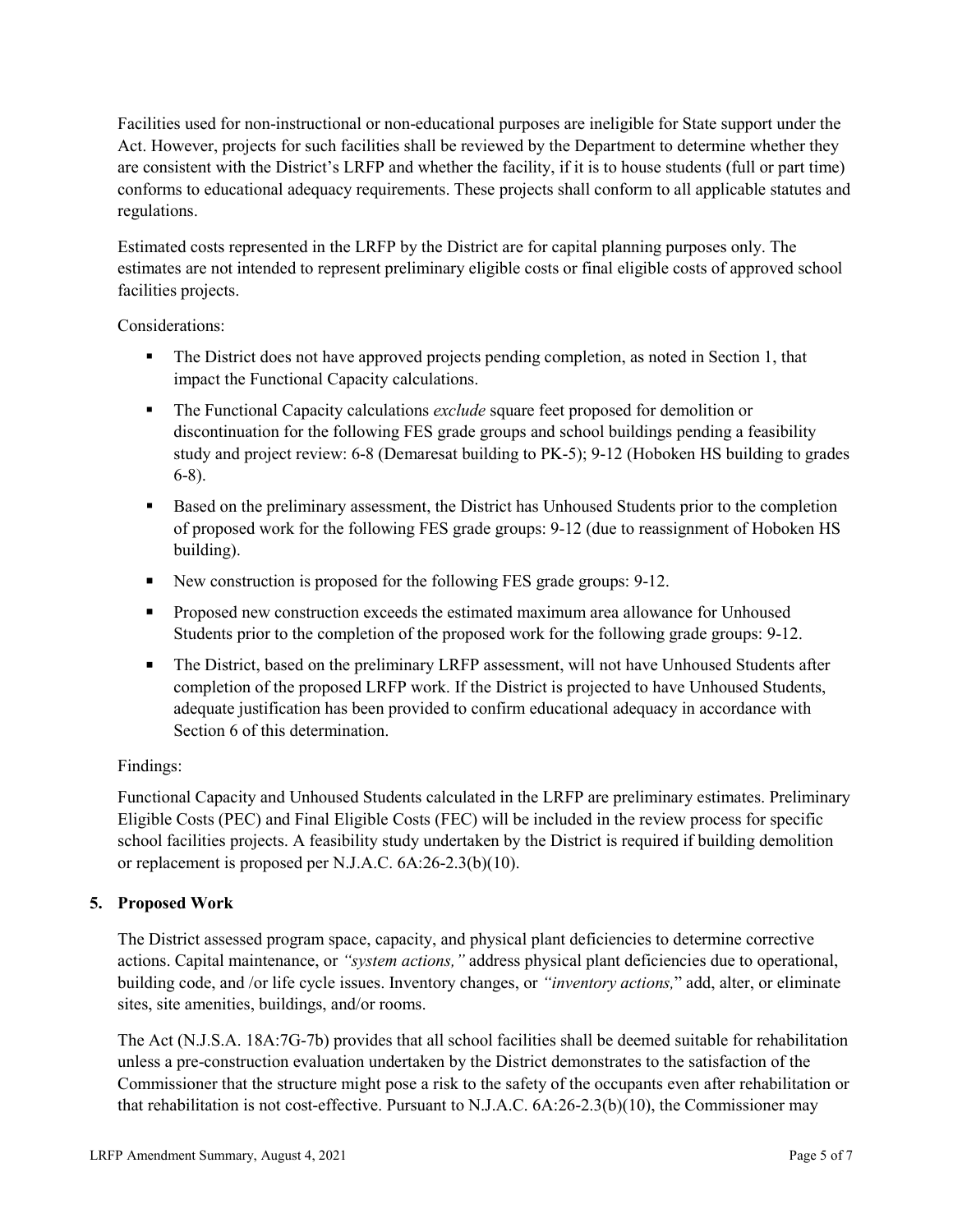Facilities used for non-instructional or non-educational purposes are ineligible for State support under the Act. However, projects for such facilities shall be reviewed by the Department to determine whether they are consistent with the District's LRFP and whether the facility, if it is to house students (full or part time) conforms to educational adequacy requirements. These projects shall conform to all applicable statutes and regulations.

Estimated costs represented in the LRFP by the District are for capital planning purposes only. The estimates are not intended to represent preliminary eligible costs or final eligible costs of approved school facilities projects.

Considerations:

- The District does not have approved projects pending completion, as noted in Section 1, that impact the Functional Capacity calculations.
- The Functional Capacity calculations *exclude* square feet proposed for demolition or discontinuation for the following FES grade groups and school buildings pending a feasibility study and project review: 6-8 (Demaresat building to PK-5); 9-12 (Hoboken HS building to grades 6-8).
- Based on the preliminary assessment, the District has Unhoused Students prior to the completion of proposed work for the following FES grade groups: 9-12 (due to reassignment of Hoboken HS building).
- New construction is proposed for the following FES grade groups: 9-12.
- Proposed new construction exceeds the estimated maximum area allowance for Unhoused Students prior to the completion of the proposed work for the following grade groups: 9-12.
- The District, based on the preliminary LRFP assessment, will not have Unhoused Students after completion of the proposed LRFP work. If the District is projected to have Unhoused Students, adequate justification has been provided to confirm educational adequacy in accordance with Section 6 of this determination.

Findings:

Functional Capacity and Unhoused Students calculated in the LRFP are preliminary estimates. Preliminary Eligible Costs (PEC) and Final Eligible Costs (FEC) will be included in the review process for specific school facilities projects. A feasibility study undertaken by the District is required if building demolition or replacement is proposed per N.J.A.C. 6A:26-2.3(b)(10).

## 5. Proposed Work

The District assessed program space, capacity, and physical plant deficiencies to determine corrective actions. Capital maintenance, or *"system actions,"* address physical plant deficiencies due to operational, building code, and /or life cycle issues. Inventory changes, or *"inventory actions,"* add, alter, or eliminate sites, site amenities, buildings, and/or rooms.

The Act (N.J.S.A. 18A:7G-7b) provides that all school facilities shall be deemed suitable for rehabilitation unless a pre-construction evaluation undertaken by the District demonstrates to the satisfaction of the Commissioner that the structure might pose a risk to the safety of the occupants even after rehabilitation or that rehabilitation is not cost-effective. Pursuant to N.J.A.C. 6A:26-2.3(b)(10), the Commissioner may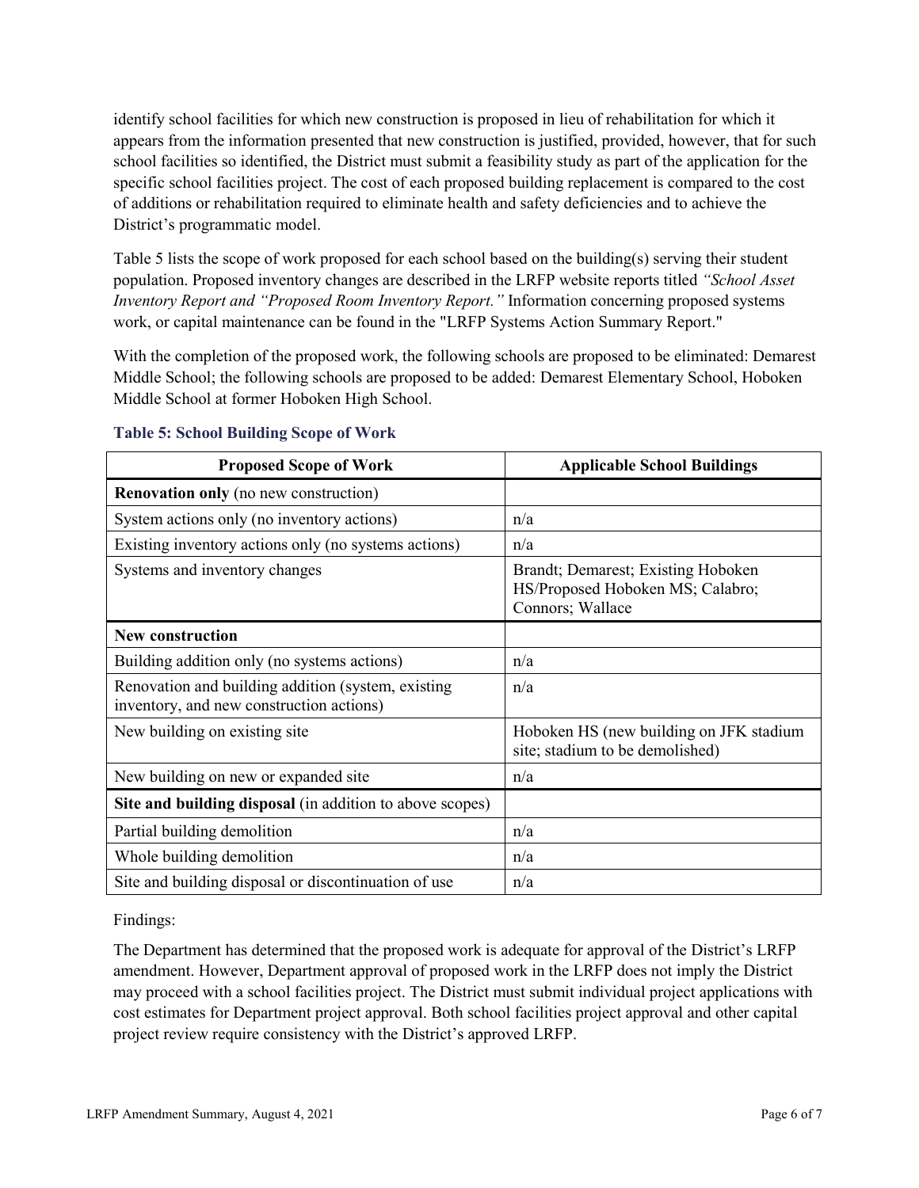identify school facilities for which new construction is proposed in lieu of rehabilitation for which it appears from the information presented that new construction is justified, provided, however, that for such school facilities so identified, the District must submit a feasibility study as part of the application for the specific school facilities project. The cost of each proposed building replacement is compared to the cost of additions or rehabilitation required to eliminate health and safety deficiencies and to achieve the District's programmatic model.

Table 5 lists the scope of work proposed for each school based on the building(s) serving their student population. Proposed inventory changes are described in the LRFP website reports titled *"School Asset Inventory Report and "Proposed Room Inventory Report."* Information concerning proposed systems work, or capital maintenance can be found in the "LRFP Systems Action Summary Report."

With the completion of the proposed work, the following schools are proposed to be eliminated: Demarest Middle School; the following schools are proposed to be added: Demarest Elementary School, Hoboken Middle School at former Hoboken High School.

### Table 5: School Building Scope of Work

| Proposed Scope of Work | Applicable School Buildings |
|---|---|
| **Renovation only** (no new construction) | |
| System actions only (no inventory actions) | n/a |
| Existing inventory actions only (no systems actions) | n/a |
| Systems and inventory changes | Brandt; Demarest; Existing Hoboken HS/Proposed Hoboken MS; Calabro; Connors; Wallace |
| **New construction** | |
| Building addition only (no systems actions) | n/a |
| Renovation and building addition (system, existing inventory, and new construction actions) | n/a |
| New building on existing site | Hoboken HS (new building on JFK stadium site; stadium to be demolished) |
| New building on new or expanded site | n/a |
| **Site and building disposal** (in addition to above scopes) | |
| Partial building demolition | n/a |
| Whole building demolition | n/a |
| Site and building disposal or discontinuation of use | n/a |

Findings:

The Department has determined that the proposed work is adequate for approval of the District's LRFP amendment. However, Department approval of proposed work in the LRFP does not imply the District may proceed with a school facilities project. The District must submit individual project applications with cost estimates for Department project approval. Both school facilities project approval and other capital project review require consistency with the District's approved LRFP.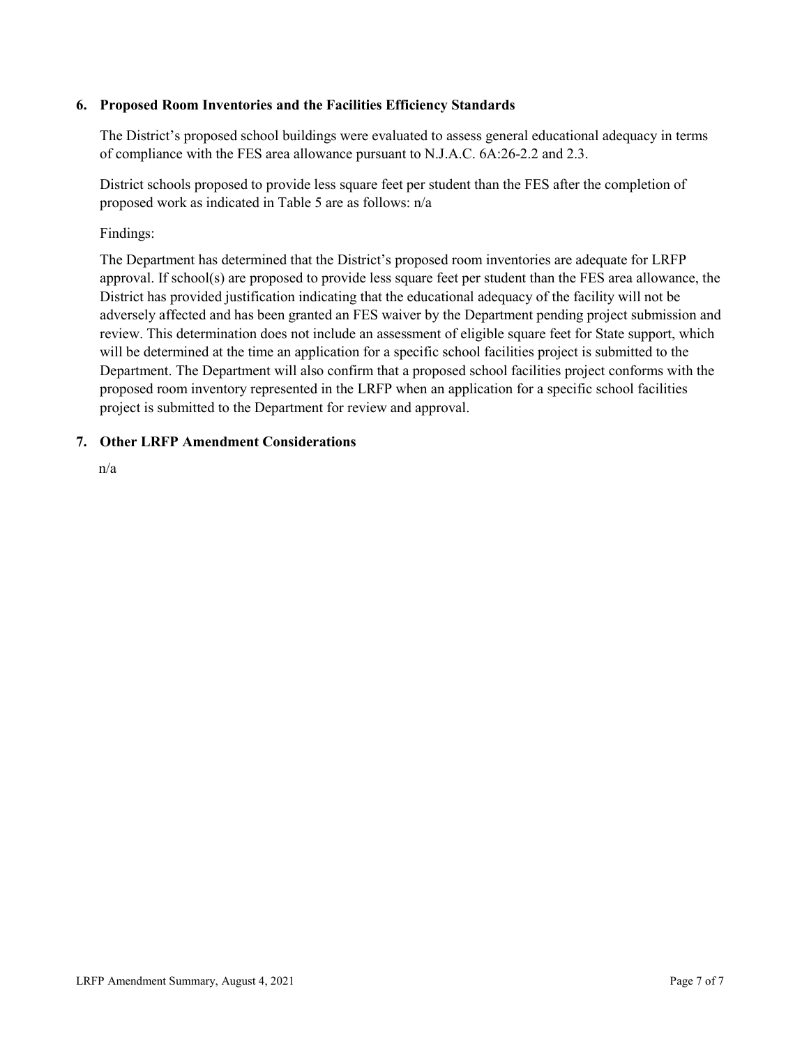### 6. Proposed Room Inventories and the Facilities Efficiency Standards

The District's proposed school buildings were evaluated to assess general educational adequacy in terms of compliance with the FES area allowance pursuant to N.J.A.C. 6A:26-2.2 and 2.3.

District schools proposed to provide less square feet per student than the FES after the completion of proposed work as indicated in Table 5 are as follows: n/a

Findings:

The Department has determined that the District's proposed room inventories are adequate for LRFP approval. If school(s) are proposed to provide less square feet per student than the FES area allowance, the District has provided justification indicating that the educational adequacy of the facility will not be adversely affected and has been granted an FES waiver by the Department pending project submission and review. This determination does not include an assessment of eligible square feet for State support, which will be determined at the time an application for a specific school facilities project is submitted to the Department. The Department will also confirm that a proposed school facilities project conforms with the proposed room inventory represented in the LRFP when an application for a specific school facilities project is submitted to the Department for review and approval.

### 7. Other LRFP Amendment Considerations

n/a